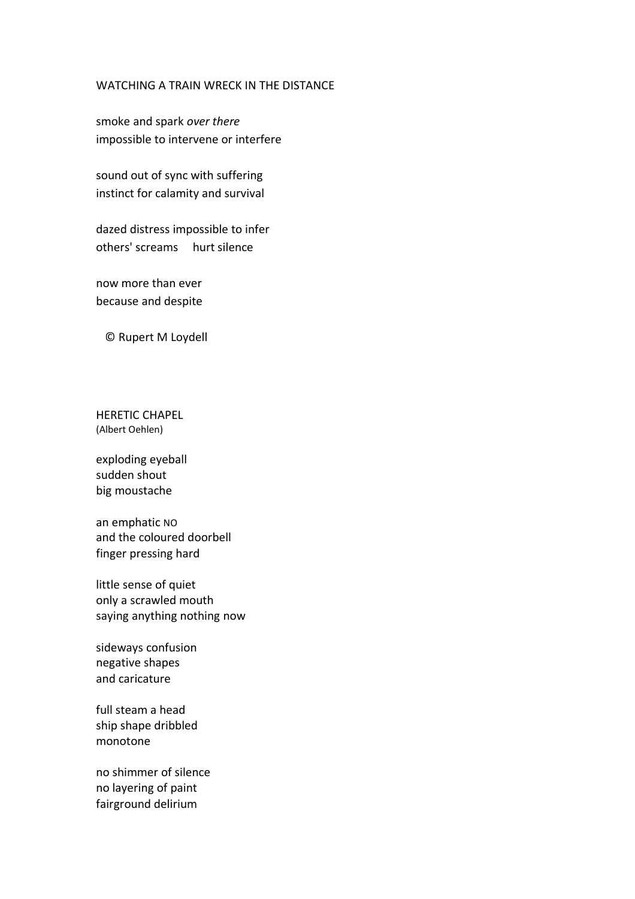WATCHING A TRAIN WRECK IN THE DISTANCE

smoke and spark *over there*
impossible to intervene or interfere

sound out of sync with suffering
instinct for calamity and survival

dazed distress impossible to infer
others' screams     hurt silence

now more than ever
because and despite

© Rupert M Loydell

HERETIC CHAPEL
(Albert Oehlen)

exploding eyeball
sudden shout
big moustache

an emphatic NO
and the coloured doorbell
finger pressing hard

little sense of quiet
only a scrawled mouth
saying anything nothing now

sideways confusion
negative shapes
and caricature

full steam a head
ship shape dribbled
monotone

no shimmer of silence
no layering of paint
fairground delirium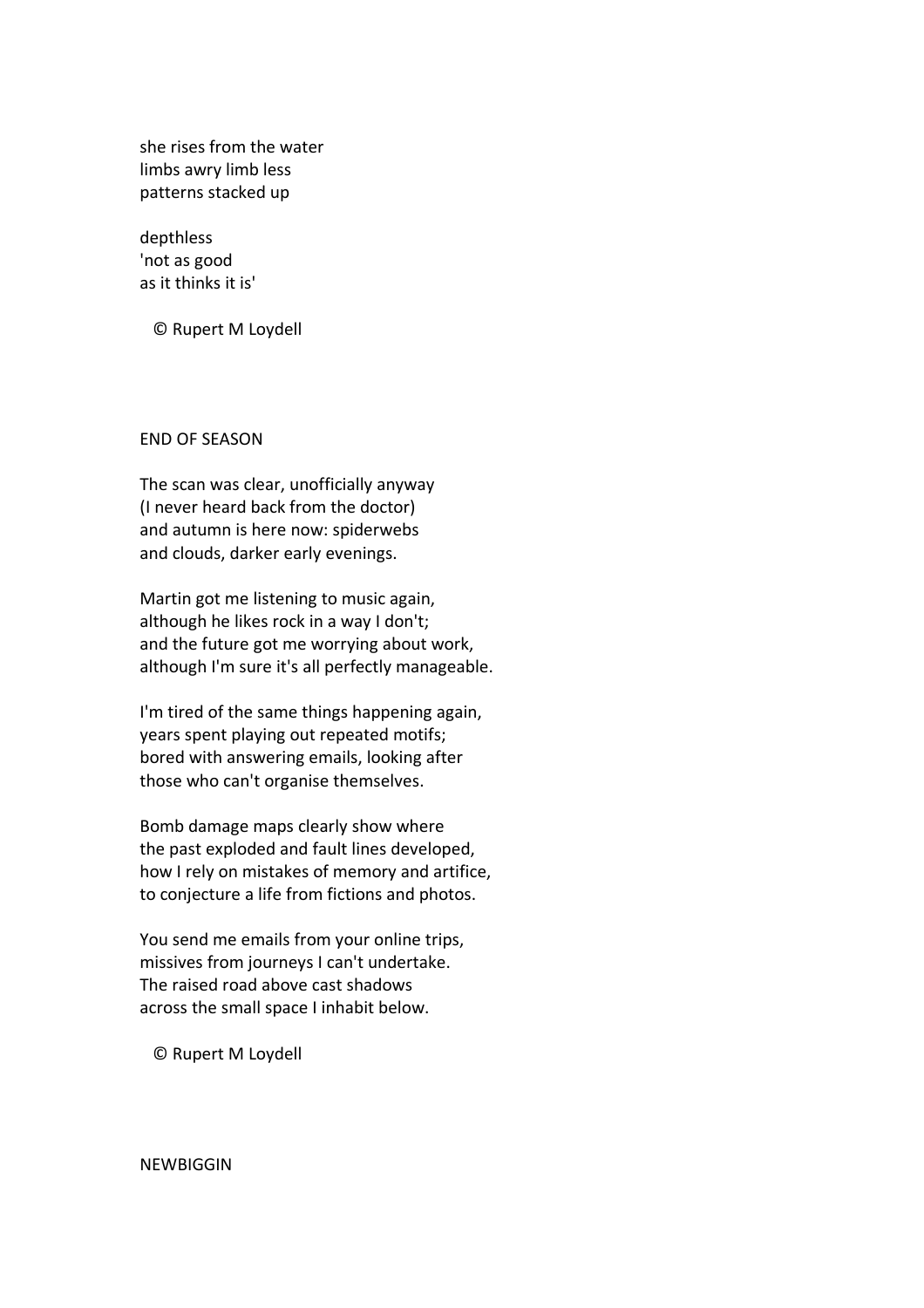she rises from the water
limbs awry limb less
patterns stacked up

depthless
'not as good
as it thinks it is'

© Rupert M Loydell

## END OF SEASON

The scan was clear, unofficially anyway
(I never heard back from the doctor)
and autumn is here now: spiderwebs
and clouds, darker early evenings.

Martin got me listening to music again,
although he likes rock in a way I don't;
and the future got me worrying about work,
although I'm sure it's all perfectly manageable.

I'm tired of the same things happening again,
years spent playing out repeated motifs;
bored with answering emails, looking after
those who can't organise themselves.

Bomb damage maps clearly show where
the past exploded and fault lines developed,
how I rely on mistakes of memory and artifice,
to conjecture a life from fictions and photos.

You send me emails from your online trips,
missives from journeys I can't undertake.
The raised road above cast shadows
across the small space I inhabit below.

© Rupert M Loydell

## NEWBIGGIN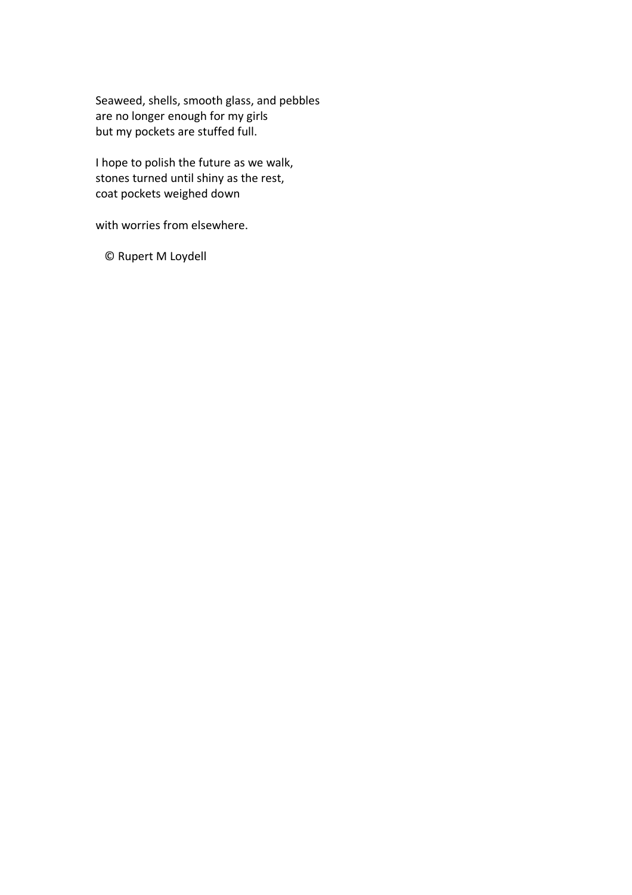Seaweed, shells, smooth glass, and pebbles
are no longer enough for my girls
but my pockets are stuffed full.

I hope to polish the future as we walk,
stones turned until shiny as the rest,
coat pockets weighed down

with worries from elsewhere.

© Rupert M Loydell